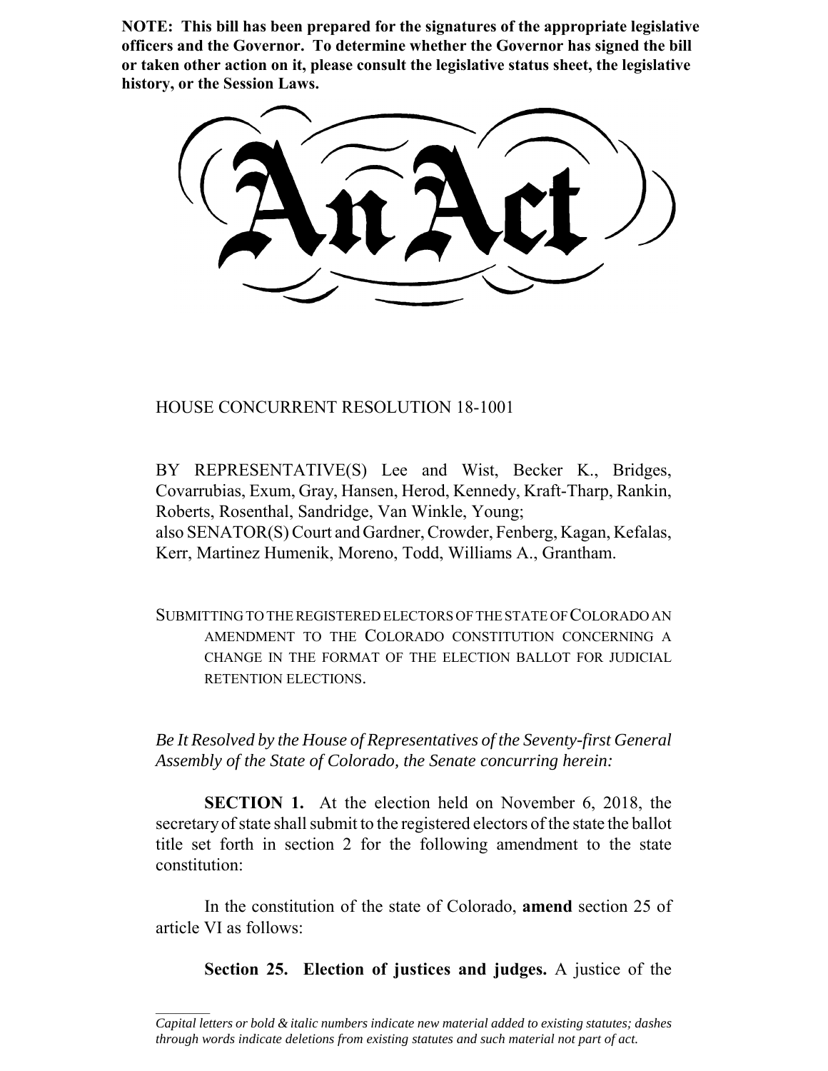**NOTE: This bill has been prepared for the signatures of the appropriate legislative officers and the Governor. To determine whether the Governor has signed the bill or taken other action on it, please consult the legislative status sheet, the legislative history, or the Session Laws.**

# An Act

HOUSE CONCURRENT RESOLUTION 18-1001

BY REPRESENTATIVE(S) Lee and Wist, Becker K., Bridges, Covarrubias, Exum, Gray, Hansen, Herod, Kennedy, Kraft-Tharp, Rankin, Roberts, Rosenthal, Sandridge, Van Winkle, Young;
also SENATOR(S) Court and Gardner, Crowder, Fenberg, Kagan, Kefalas, Kerr, Martinez Humenik, Moreno, Todd, Williams A., Grantham.

SUBMITTING TO THE REGISTERED ELECTORS OF THE STATE OF COLORADO AN AMENDMENT TO THE COLORADO CONSTITUTION CONCERNING A CHANGE IN THE FORMAT OF THE ELECTION BALLOT FOR JUDICIAL RETENTION ELECTIONS.

*Be It Resolved by the House of Representatives of the Seventy-first General Assembly of the State of Colorado, the Senate concurring herein:*

**SECTION 1.** At the election held on November 6, 2018, the secretary of state shall submit to the registered electors of the state the ballot title set forth in section 2 for the following amendment to the state constitution:

In the constitution of the state of Colorado, **amend** section 25 of article VI as follows:

**Section 25. Election of justices and judges.** A justice of the

*Capital letters or bold & italic numbers indicate new material added to existing statutes; dashes through words indicate deletions from existing statutes and such material not part of act.*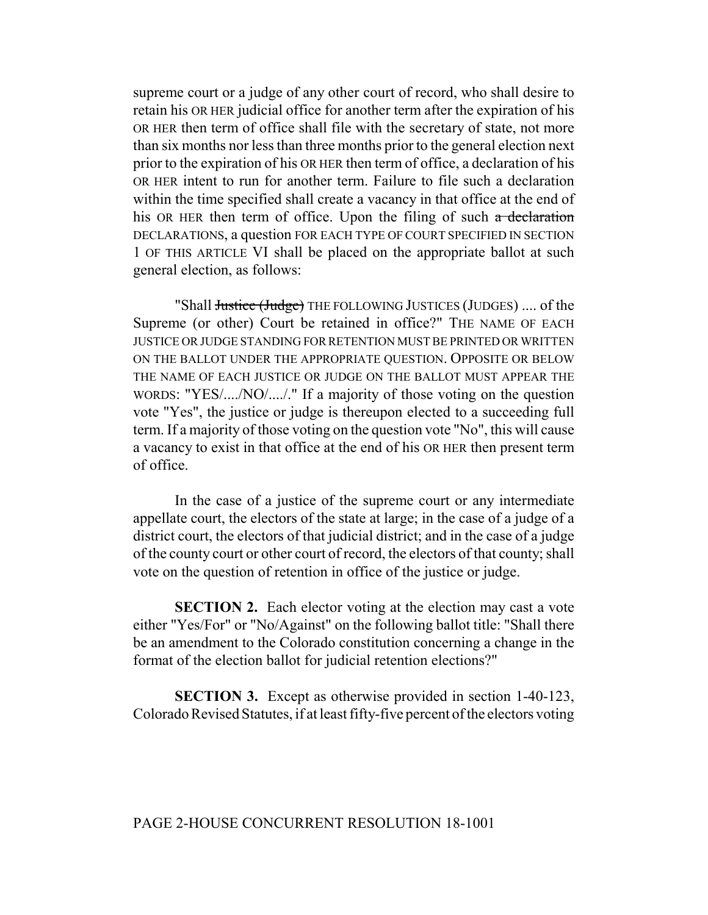supreme court or a judge of any other court of record, who shall desire to retain his OR HER judicial office for another term after the expiration of his OR HER then term of office shall file with the secretary of state, not more than six months nor less than three months prior to the general election next prior to the expiration of his OR HER then term of office, a declaration of his OR HER intent to run for another term. Failure to file such a declaration within the time specified shall create a vacancy in that office at the end of his OR HER then term of office. Upon the filing of such ~~a declaration~~ DECLARATIONS, a question FOR EACH TYPE OF COURT SPECIFIED IN SECTION 1 OF THIS ARTICLE VI shall be placed on the appropriate ballot at such general election, as follows:

"Shall ~~Justice (Judge)~~ THE FOLLOWING JUSTICES (JUDGES) .... of the Supreme (or other) Court be retained in office?" THE NAME OF EACH JUSTICE OR JUDGE STANDING FOR RETENTION MUST BE PRINTED OR WRITTEN ON THE BALLOT UNDER THE APPROPRIATE QUESTION. OPPOSITE OR BELOW THE NAME OF EACH JUSTICE OR JUDGE ON THE BALLOT MUST APPEAR THE WORDS: "YES/..../NO/..../." If a majority of those voting on the question vote "Yes", the justice or judge is thereupon elected to a succeeding full term. If a majority of those voting on the question vote "No", this will cause a vacancy to exist in that office at the end of his OR HER then present term of office.

In the case of a justice of the supreme court or any intermediate appellate court, the electors of the state at large; in the case of a judge of a district court, the electors of that judicial district; and in the case of a judge of the county court or other court of record, the electors of that county; shall vote on the question of retention in office of the justice or judge.

**SECTION 2.** Each elector voting at the election may cast a vote either "Yes/For" or "No/Against" on the following ballot title: "Shall there be an amendment to the Colorado constitution concerning a change in the format of the election ballot for judicial retention elections?"

**SECTION 3.** Except as otherwise provided in section 1-40-123, Colorado Revised Statutes, if at least fifty-five percent of the electors voting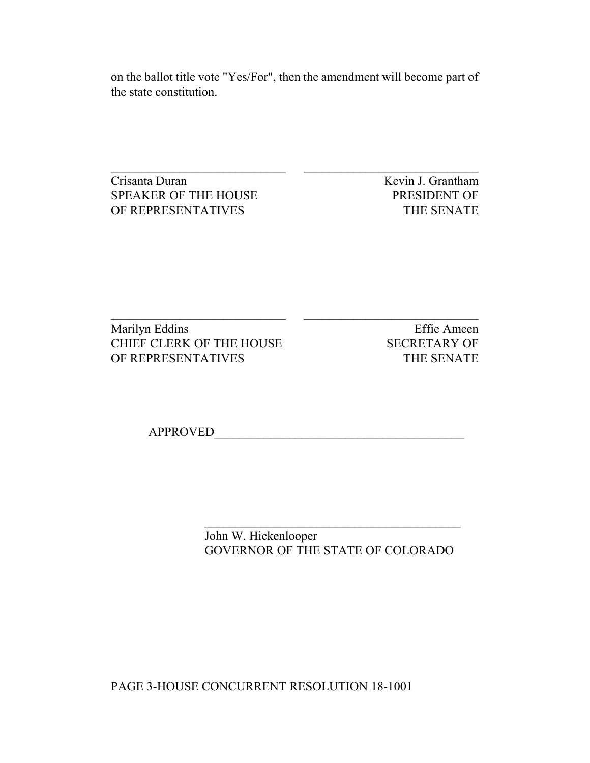on the ballot title vote "Yes/For", then the amendment will become part of the state constitution.

\_\_\_\_\_\_\_\_\_\_\_\_\_\_\_\_\_\_\_\_\_\_\_\_\_\_\_\_
Crisanta Duran
SPEAKER OF THE HOUSE
OF REPRESENTATIVES

\_\_\_\_\_\_\_\_\_\_\_\_\_\_\_\_\_\_\_\_\_\_\_\_\_\_\_\_
Kevin J. Grantham
PRESIDENT OF
THE SENATE

\_\_\_\_\_\_\_\_\_\_\_\_\_\_\_\_\_\_\_\_\_\_\_\_\_\_\_\_
Marilyn Eddins
CHIEF CLERK OF THE HOUSE
OF REPRESENTATIVES

\_\_\_\_\_\_\_\_\_\_\_\_\_\_\_\_\_\_\_\_\_\_\_\_\_\_\_\_
Effie Ameen
SECRETARY OF
THE SENATE

APPROVED\_\_\_\_\_\_\_\_\_\_\_\_\_\_\_\_\_\_\_\_\_\_\_\_\_\_\_\_\_\_\_\_\_\_\_\_\_\_\_\_

\_\_\_\_\_\_\_\_\_\_\_\_\_\_\_\_\_\_\_\_\_\_\_\_\_\_\_\_\_\_\_\_\_\_\_\_\_\_\_\_
John W. Hickenlooper
GOVERNOR OF THE STATE OF COLORADO

PAGE 3-HOUSE CONCURRENT RESOLUTION 18-1001